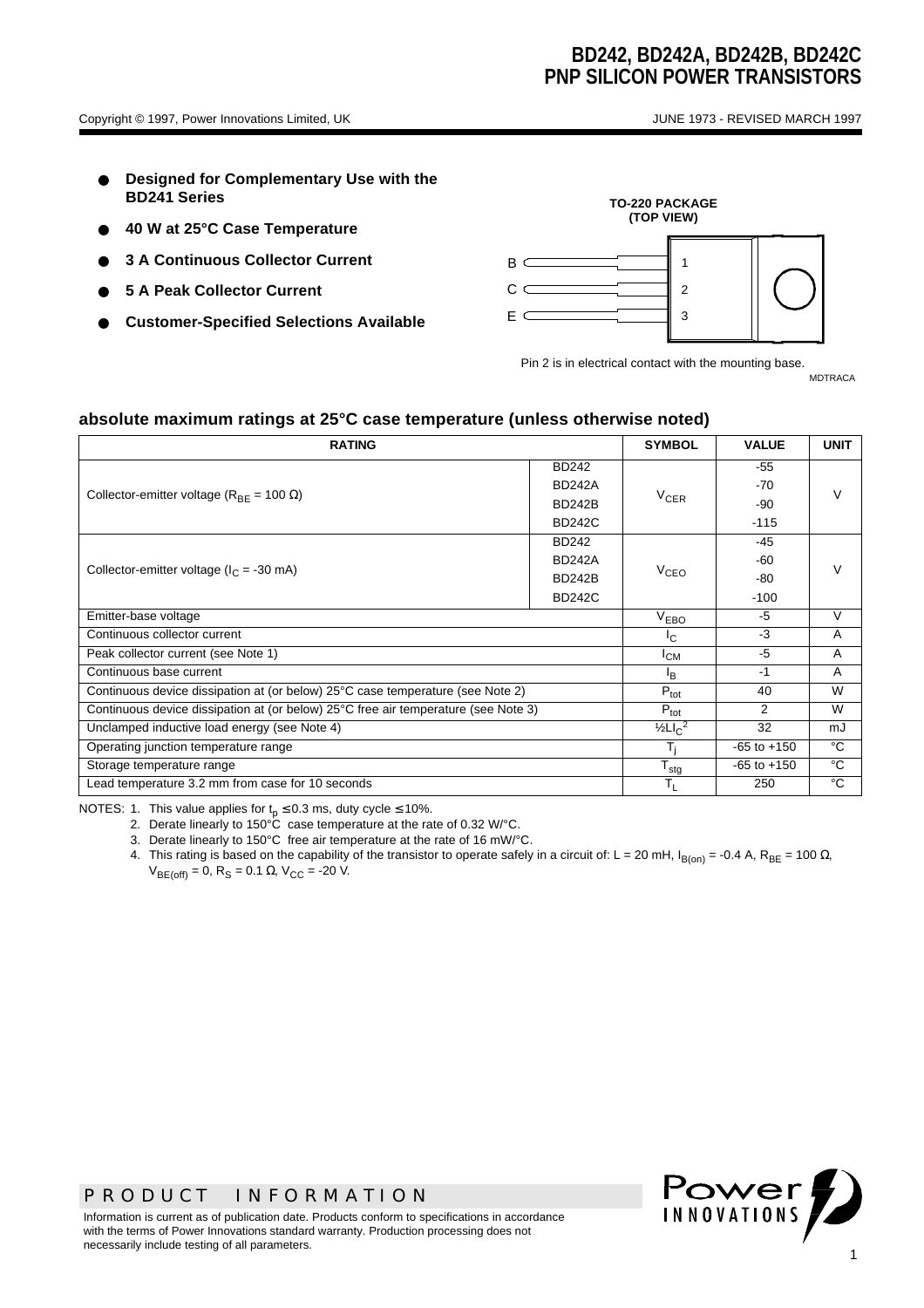# BD242, BD242A, BD242B, BD242C
## PNP SILICON POWER TRANSISTORS

Copyright © 1997, Power Innovations Limited, UK

JUNE 1973 - REVISED MARCH 1997

- **Designed for Complementary Use with the BD241 Series**
- **40 W at 25°C Case Temperature**
- **3 A Continuous Collector Current**
- **5 A Peak Collector Current**
- **Customer-Specified Selections Available**

**TO-220 PACKAGE (TOP VIEW)**

B 1
C 2
E 3

Pin 2 is in electrical contact with the mounting base.

MDTRACA

### absolute maximum ratings at 25°C case temperature (unless otherwise noted)

| RATING | | SYMBOL | VALUE | UNIT |
|---|---|---|---|---|
| Collector-emitter voltage ($R_{BE}$ = 100 Ω) | BD242 | $V_{CER}$ | -55 | V |
| | BD242A | | -70 | |
| | BD242B | | -90 | |
| | BD242C | | -115 | |
| Collector-emitter voltage ($I_C$ = -30 mA) | BD242 | $V_{CEO}$ | -45 | V |
| | BD242A | | -60 | |
| | BD242B | | -80 | |
| | BD242C | | -100 | |
| Emitter-base voltage | | $V_{EBO}$ | -5 | V |
| Continuous collector current | | $I_C$ | -3 | A |
| Peak collector current (see Note 1) | | $I_{CM}$ | -5 | A |
| Continuous base current | | $I_B$ | -1 | A |
| Continuous device dissipation at (or below) 25°C case temperature (see Note 2) | | $P_{tot}$ | 40 | W |
| Continuous device dissipation at (or below) 25°C free air temperature (see Note 3) | | $P_{tot}$ | 2 | W |
| Unclamped inductive load energy (see Note 4) | | $½LI_C^2$ | 32 | mJ |
| Operating junction temperature range | | $T_j$ | -65 to +150 | °C |
| Storage temperature range | | $T_{stg}$ | -65 to +150 | °C |
| Lead temperature 3.2 mm from case for 10 seconds | | $T_L$ | 250 | °C |

NOTES:
1. This value applies for $t_p \leq 0.3$ ms, duty cycle ≤ 10%.
2. Derate linearly to 150°C case temperature at the rate of 0.32 W/°C.
3. Derate linearly to 150°C free air temperature at the rate of 16 mW/°C.
4. This rating is based on the capability of the transistor to operate safely in a circuit of: L = 20 mH, $I_{B(on)}$ = -0.4 A, $R_{BE}$ = 100 Ω, $V_{BE(off)}$ = 0, $R_S$ = 0.1 Ω, $V_{CC}$ = -20 V.

PRODUCT INFORMATION

Information is current as of publication date. Products conform to specifications in accordance with the terms of Power Innovations standard warranty. Production processing does not necessarily include testing of all parameters.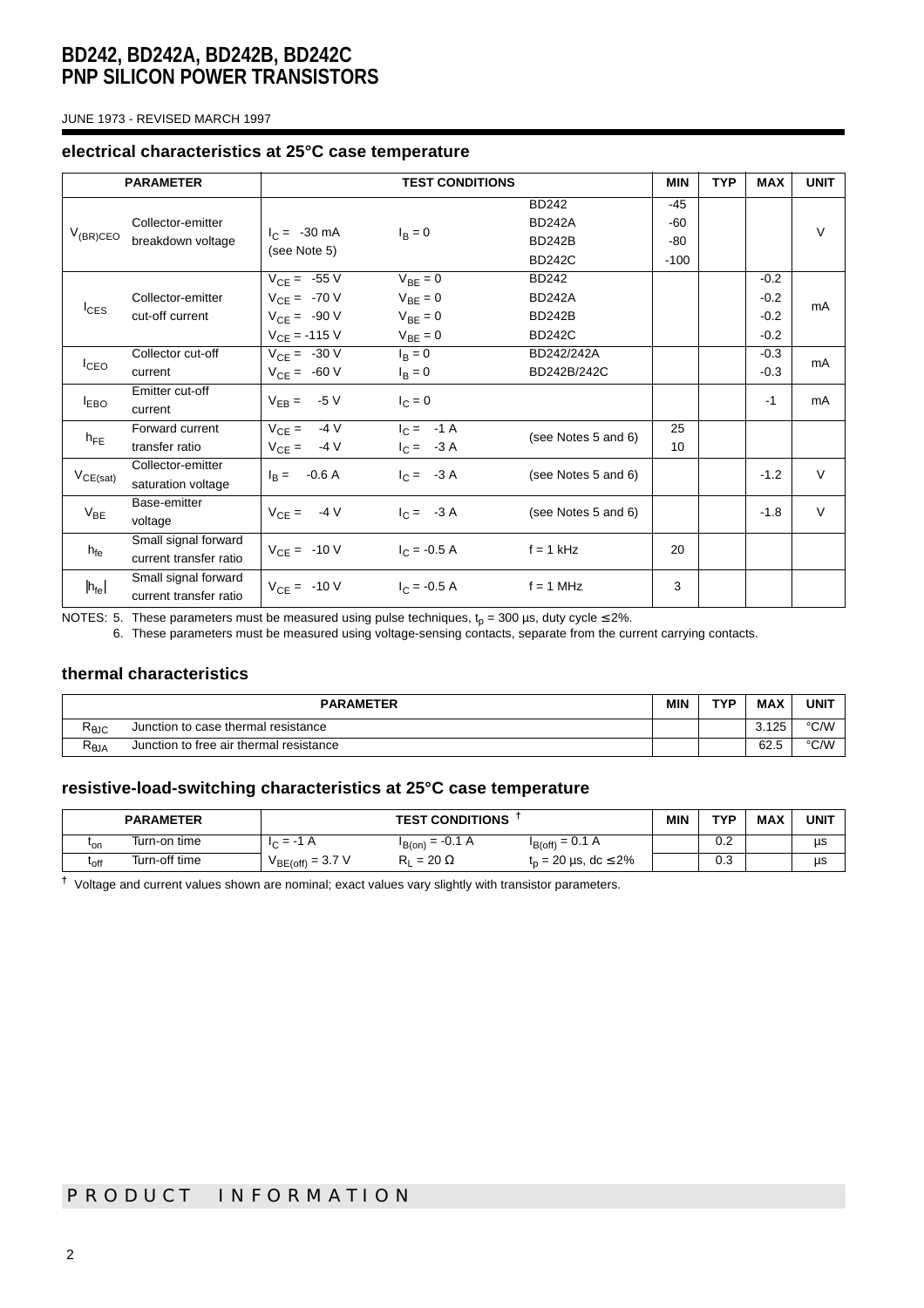JUNE 1973 - REVISED MARCH 1997

## electrical characteristics at 25°C case temperature

| PARAMETER | | TEST CONDITIONS | | | MIN | TYP | MAX | UNIT |
|---|---|---|---|---|---|---|---|---|
| $V_{(BR)CEO}$ | Collector-emitter breakdown voltage | $I_C$ = -30 mA (see Note 5) | $I_B = 0$ | BD242 | -45 | | | V |
| | | | | BD242A | -60 | | | |
| | | | | BD242B | -80 | | | |
| | | | | BD242C | -100 | | | |
| $I_{CES}$ | Collector-emitter cut-off current | $V_{CE}$ = -55 V | $V_{BE} = 0$ | BD242 | | | -0.2 | mA |
| | | $V_{CE}$ = -70 V | $V_{BE} = 0$ | BD242A | | | -0.2 | |
| | | $V_{CE}$ = -90 V | $V_{BE} = 0$ | BD242B | | | -0.2 | |
| | | $V_{CE}$ = -115 V | $V_{BE} = 0$ | BD242C | | | -0.2 | |
| $I_{CEO}$ | Collector cut-off current | $V_{CE}$ = -30 V | $I_B = 0$ | BD242/242A | | | -0.3 | mA |
| | | $V_{CE}$ = -60 V | $I_B = 0$ | BD242B/242C | | | -0.3 | |
| $I_{EBO}$ | Emitter cut-off current | $V_{EB}$ = -5 V | $I_C = 0$ | | | | -1 | mA |
| $h_{FE}$ | Forward current transfer ratio | $V_{CE}$ = -4 V | $I_C$ = -1 A | (see Notes 5 and 6) | 25 | | | |
| | | $V_{CE}$ = -4 V | $I_C$ = -3 A | | 10 | | | |
| $V_{CE(sat)}$ | Collector-emitter saturation voltage | $I_B$ = -0.6 A | $I_C$ = -3 A | (see Notes 5 and 6) | | | -1.2 | V |
| $V_{BE}$ | Base-emitter voltage | $V_{CE}$ = -4 V | $I_C$ = -3 A | (see Notes 5 and 6) | | | -1.8 | V |
| $h_{fe}$ | Small signal forward current transfer ratio | $V_{CE}$ = -10 V | $I_C$ = -0.5 A | f = 1 kHz | 20 | | | |
| $\lvert h_{fe} \rvert$ | Small signal forward current transfer ratio | $V_{CE}$ = -10 V | $I_C$ = -0.5 A | f = 1 MHz | 3 | | | |

NOTES: 5. These parameters must be measured using pulse techniques, $t_p$ = 300 µs, duty cycle ≤ 2%.

6. These parameters must be measured using voltage-sensing contacts, separate from the current carrying contacts.

## thermal characteristics

| PARAMETER | | MIN | TYP | MAX | UNIT |
|---|---|---|---|---|---|
| $R_{\theta JC}$ | Junction to case thermal resistance | | | 3.125 | °C/W |
| $R_{\theta JA}$ | Junction to free air thermal resistance | | | 62.5 | °C/W |

## resistive-load-switching characteristics at 25°C case temperature

| PARAMETER | | TEST CONDITIONS † | | | MIN | TYP | MAX | UNIT |
|---|---|---|---|---|---|---|---|---|
| $t_{on}$ | Turn-on time | $I_C$ = -1 A | $I_{B(on)}$ = -0.1 A | $I_{B(off)}$ = 0.1 A | | 0.2 | | µs |
| $t_{off}$ | Turn-off time | $V_{BE(off)}$ = 3.7 V | $R_L$ = 20 Ω | $t_p$ = 20 µs, dc ≤ 2% | | 0.3 | | µs |

† Voltage and current values shown are nominal; exact values vary slightly with transistor parameters.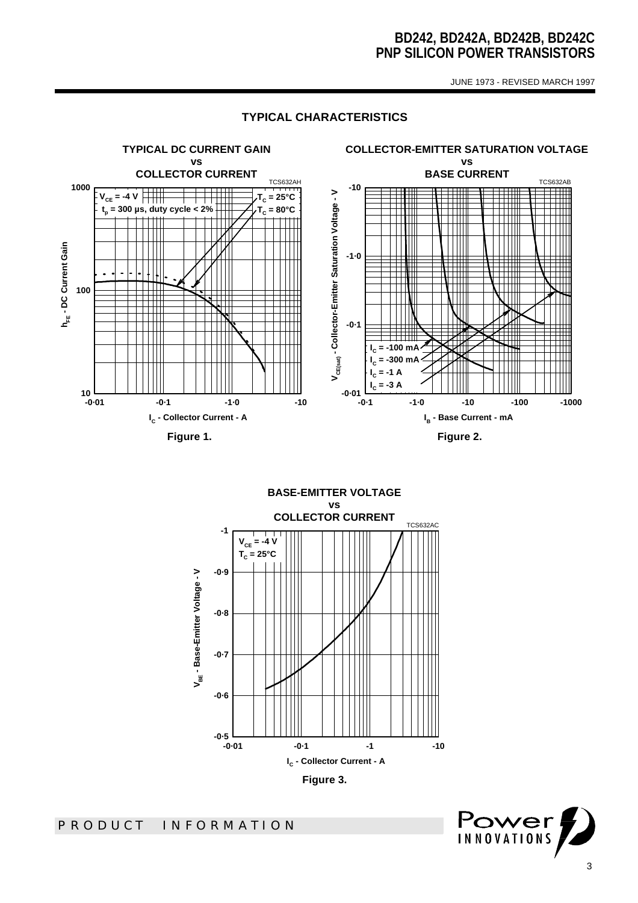## TYPICAL CHARACTERISTICS

**TYPICAL DC CURRENT GAIN vs COLLECTOR CURRENT**

TCS632AH

$V_{CE}$ = -4 V
$t_p$ = 300 µs, duty cycle < 2%
$T_C$ = 25°C
$T_C$ = 80°C

$h_{FE}$ - DC Current Gain

$I_C$ - Collector Current - A

**Figure 1.**

**COLLECTOR-EMITTER SATURATION VOLTAGE vs BASE CURRENT**

TCS632AB

$I_C$ = -100 mA
$I_C$ = -300 mA
$I_C$ = -1 A
$I_C$ = -3 A

$V_{CE(sat)}$ - Collector-Emitter Saturation Voltage - V

$I_B$ - Base Current - mA

**Figure 2.**

**BASE-EMITTER VOLTAGE vs COLLECTOR CURRENT**

TCS632AC

$V_{CE}$ = -4 V
$T_C$ = 25°C

$V_{BE}$ - Base-Emitter Voltage - V

$I_C$ - Collector Current - A

**Figure 3.**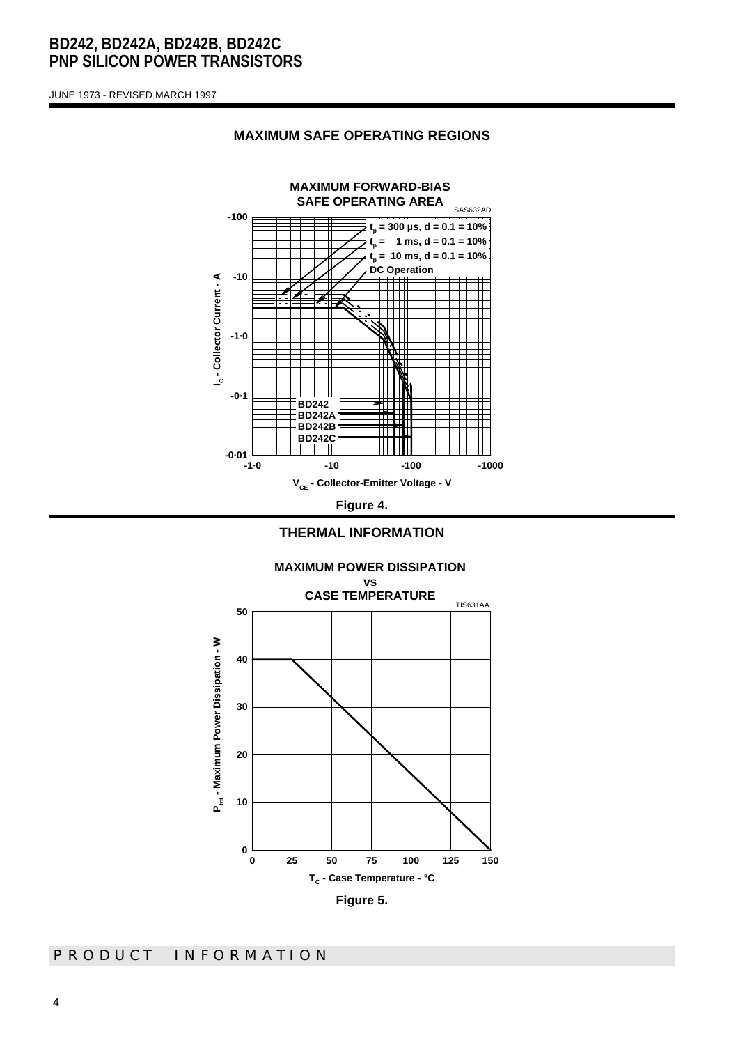## MAXIMUM SAFE OPERATING REGIONS

**MAXIMUM FORWARD-BIAS SAFE OPERATING AREA**

SAS632AD

$t_p$ = 300 µs, d = 0.1 = 10%
$t_p$ = 1 ms, d = 0.1 = 10%
$t_p$ = 10 ms, d = 0.1 = 10%
DC Operation

BD242
BD242A
BD242B
BD242C

$I_C$ - Collector Current - A

$V_{CE}$ - Collector-Emitter Voltage - V

**Figure 4.**

## THERMAL INFORMATION

**MAXIMUM POWER DISSIPATION vs CASE TEMPERATURE**

TIS631AA

$P_{tot}$ - Maximum Power Dissipation - W

$T_C$ - Case Temperature - °C

**Figure 5.**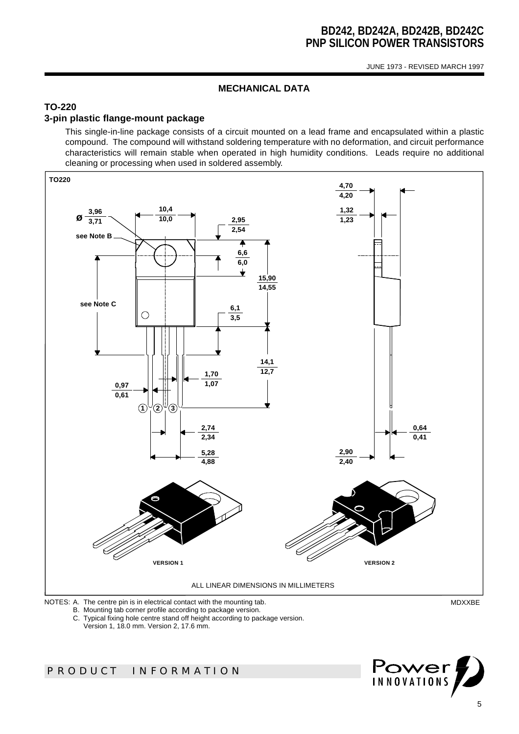## MECHANICAL DATA

### TO-220

### 3-pin plastic flange-mount package

This single-in-line package consists of a circuit mounted on a lead frame and encapsulated within a plastic compound. The compound will withstand soldering temperature with no deformation, and circuit performance characteristics will remain stable when operated in high humidity conditions. Leads require no additional cleaning or processing when used in soldered assembly.

TO220

ALL LINEAR DIMENSIONS IN MILLIMETERS

NOTES:
- A. The centre pin is in electrical contact with the mounting tab.
- B. Mounting tab corner profile according to package version.
- C. Typical fixing hole centre stand off height according to package version. Version 1, 18.0 mm. Version 2, 17.6 mm.

MDXXBE

PRODUCT INFORMATION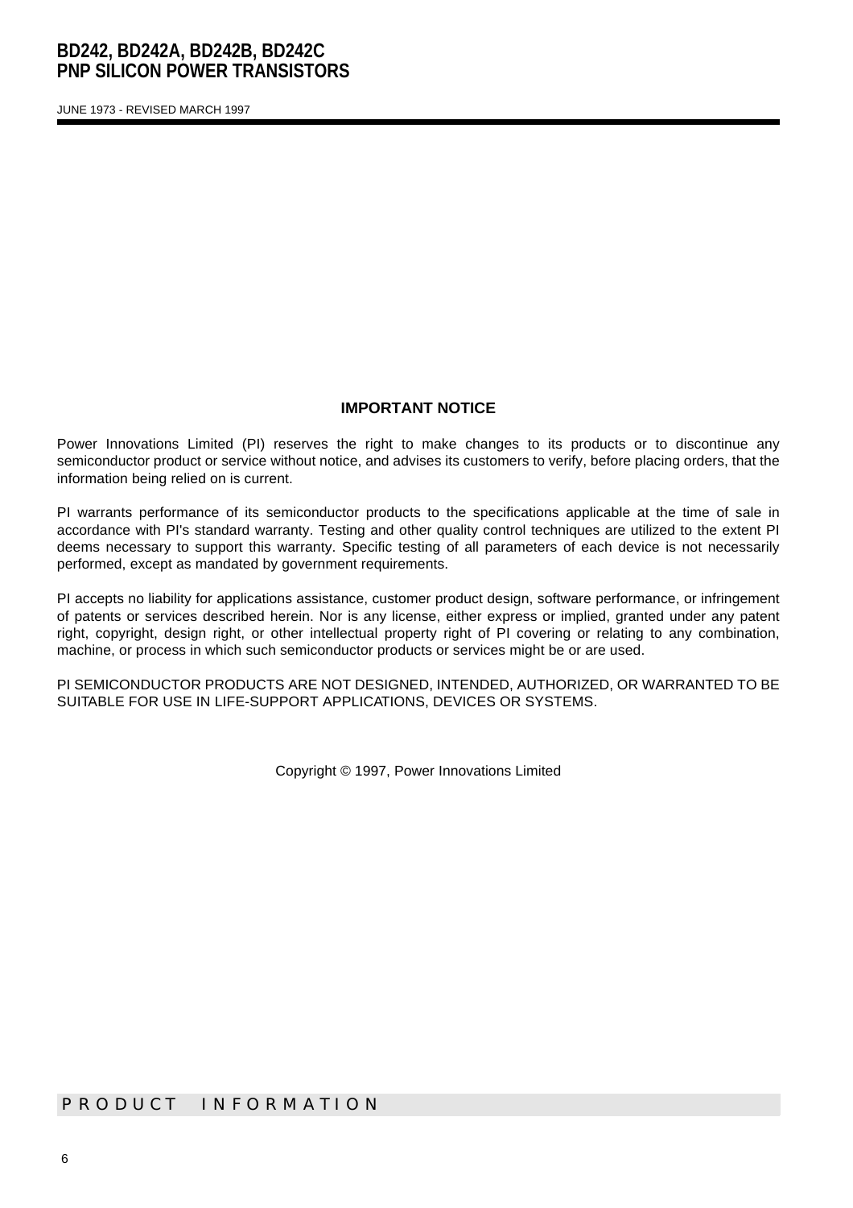## IMPORTANT NOTICE

Power Innovations Limited (PI) reserves the right to make changes to its products or to discontinue any semiconductor product or service without notice, and advises its customers to verify, before placing orders, that the information being relied on is current.

PI warrants performance of its semiconductor products to the specifications applicable at the time of sale in accordance with PI's standard warranty. Testing and other quality control techniques are utilized to the extent PI deems necessary to support this warranty. Specific testing of all parameters of each device is not necessarily performed, except as mandated by government requirements.

PI accepts no liability for applications assistance, customer product design, software performance, or infringement of patents or services described herein. Nor is any license, either express or implied, granted under any patent right, copyright, design right, or other intellectual property right of PI covering or relating to any combination, machine, or process in which such semiconductor products or services might be or are used.

PI SEMICONDUCTOR PRODUCTS ARE NOT DESIGNED, INTENDED, AUTHORIZED, OR WARRANTED TO BE SUITABLE FOR USE IN LIFE-SUPPORT APPLICATIONS, DEVICES OR SYSTEMS.

Copyright © 1997, Power Innovations Limited